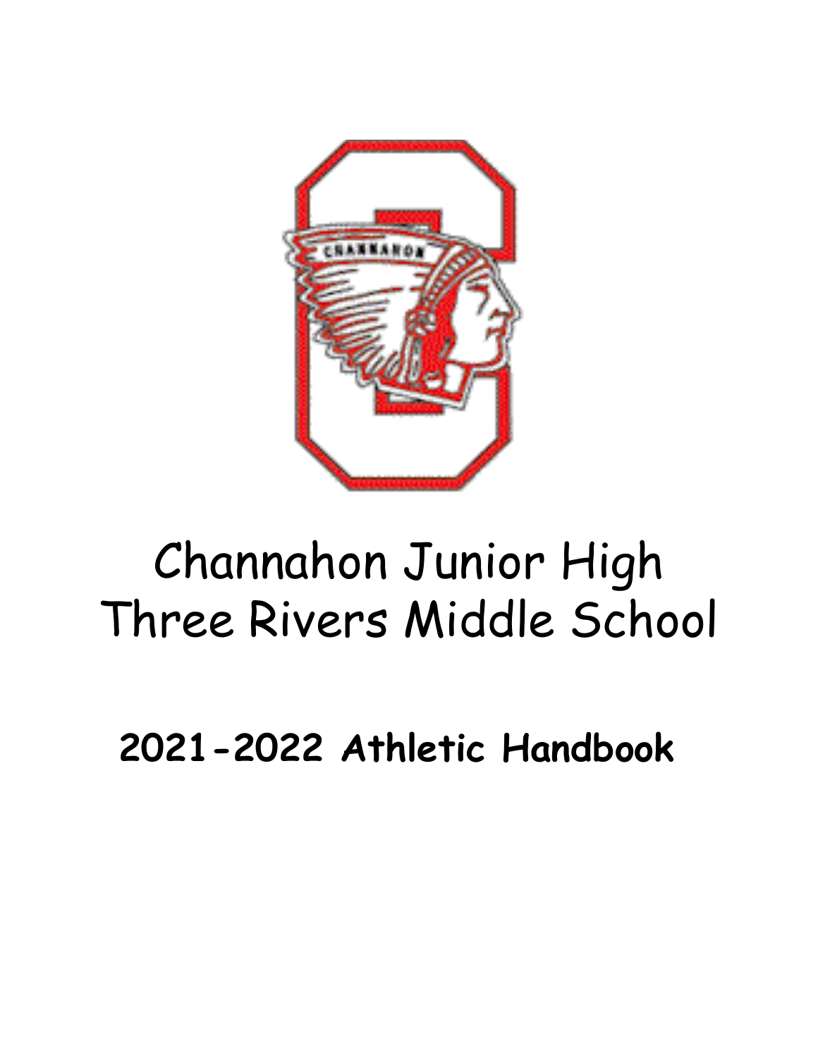# Channahon Junior High
# Three Rivers Middle School

## 2021-2022 Athletic Handbook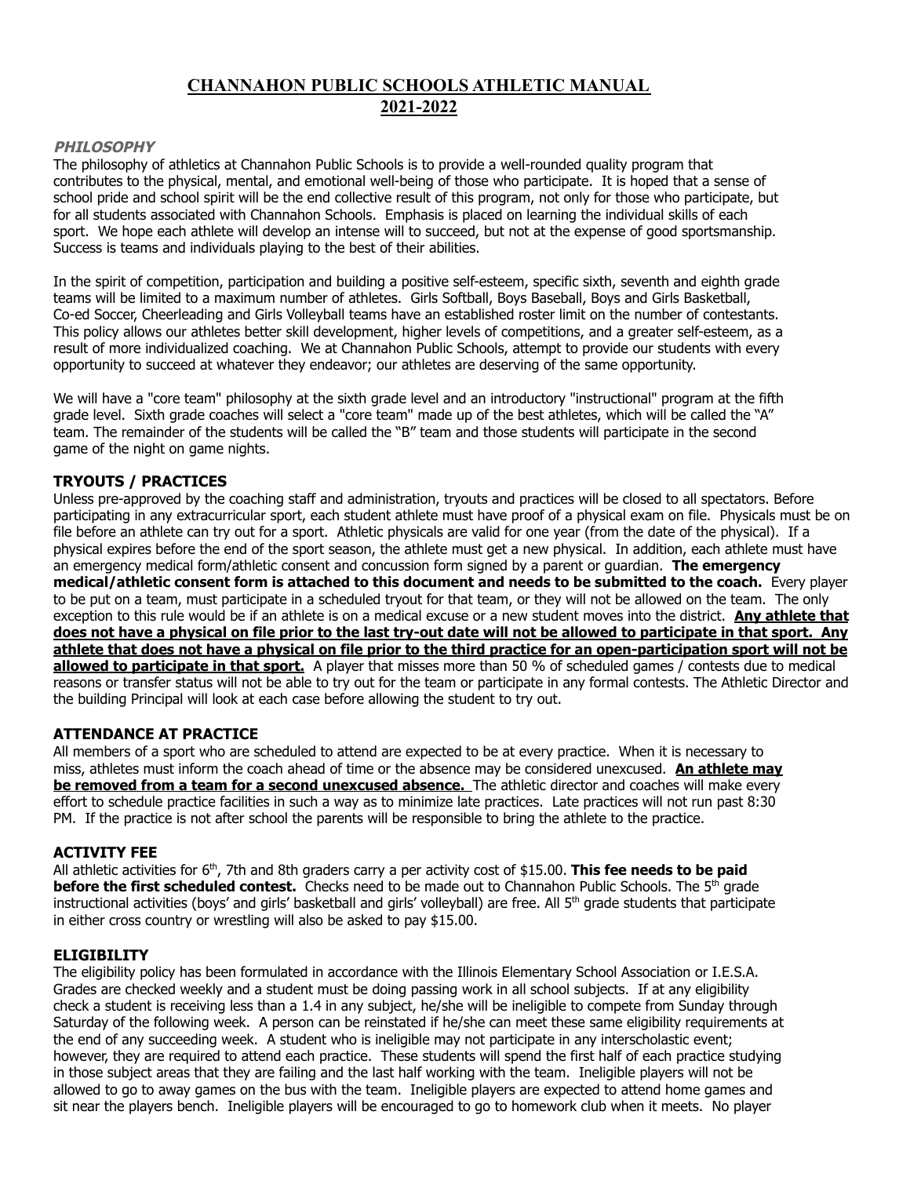# CHANNAHON PUBLIC SCHOOLS ATHLETIC MANUAL
# 2021-2022

### *PHILOSOPHY*

The philosophy of athletics at Channahon Public Schools is to provide a well-rounded quality program that contributes to the physical, mental, and emotional well-being of those who participate. It is hoped that a sense of school pride and school spirit will be the end collective result of this program, not only for those who participate, but for all students associated with Channahon Schools. Emphasis is placed on learning the individual skills of each sport. We hope each athlete will develop an intense will to succeed, but not at the expense of good sportsmanship. Success is teams and individuals playing to the best of their abilities.

In the spirit of competition, participation and building a positive self-esteem, specific sixth, seventh and eighth grade teams will be limited to a maximum number of athletes. Girls Softball, Boys Baseball, Boys and Girls Basketball, Co-ed Soccer, Cheerleading and Girls Volleyball teams have an established roster limit on the number of contestants. This policy allows our athletes better skill development, higher levels of competitions, and a greater self-esteem, as a result of more individualized coaching. We at Channahon Public Schools, attempt to provide our students with every opportunity to succeed at whatever they endeavor; our athletes are deserving of the same opportunity.

We will have a "core team" philosophy at the sixth grade level and an introductory "instructional" program at the fifth grade level. Sixth grade coaches will select a "core team" made up of the best athletes, which will be called the "A" team. The remainder of the students will be called the "B" team and those students will participate in the second game of the night on game nights.

### TRYOUTS / PRACTICES

Unless pre-approved by the coaching staff and administration, tryouts and practices will be closed to all spectators. Before participating in any extracurricular sport, each student athlete must have proof of a physical exam on file. Physicals must be on file before an athlete can try out for a sport. Athletic physicals are valid for one year (from the date of the physical). If a physical expires before the end of the sport season, the athlete must get a new physical. In addition, each athlete must have an emergency medical form/athletic consent and concussion form signed by a parent or guardian. **The emergency medical/athletic consent form is attached to this document and needs to be submitted to the coach.** Every player to be put on a team, must participate in a scheduled tryout for that team, or they will not be allowed on the team. The only exception to this rule would be if an athlete is on a medical excuse or a new student moves into the district. **Any athlete that does not have a physical on file prior to the last try-out date will not be allowed to participate in that sport. Any athlete that does not have a physical on file prior to the third practice for an open-participation sport will not be allowed to participate in that sport.** A player that misses more than 50 % of scheduled games / contests due to medical reasons or transfer status will not be able to try out for the team or participate in any formal contests. The Athletic Director and the building Principal will look at each case before allowing the student to try out.

### ATTENDANCE AT PRACTICE

All members of a sport who are scheduled to attend are expected to be at every practice. When it is necessary to miss, athletes must inform the coach ahead of time or the absence may be considered unexcused. **An athlete may be removed from a team for a second unexcused absence.** The athletic director and coaches will make every effort to schedule practice facilities in such a way as to minimize late practices. Late practices will not run past 8:30 PM. If the practice is not after school the parents will be responsible to bring the athlete to the practice.

### ACTIVITY FEE

All athletic activities for 6th, 7th and 8th graders carry a per activity cost of $15.00. **This fee needs to be paid before the first scheduled contest.** Checks need to be made out to Channahon Public Schools. The 5th grade instructional activities (boys' and girls' basketball and girls' volleyball) are free. All 5th grade students that participate in either cross country or wrestling will also be asked to pay $15.00.

### ELIGIBILITY

The eligibility policy has been formulated in accordance with the Illinois Elementary School Association or I.E.S.A. Grades are checked weekly and a student must be doing passing work in all school subjects. If at any eligibility check a student is receiving less than a 1.4 in any subject, he/she will be ineligible to compete from Sunday through Saturday of the following week. A person can be reinstated if he/she can meet these same eligibility requirements at the end of any succeeding week. A student who is ineligible may not participate in any interscholastic event; however, they are required to attend each practice. These students will spend the first half of each practice studying in those subject areas that they are failing and the last half working with the team. Ineligible players will not be allowed to go to away games on the bus with the team. Ineligible players are expected to attend home games and sit near the players bench. Ineligible players will be encouraged to go to homework club when it meets. No player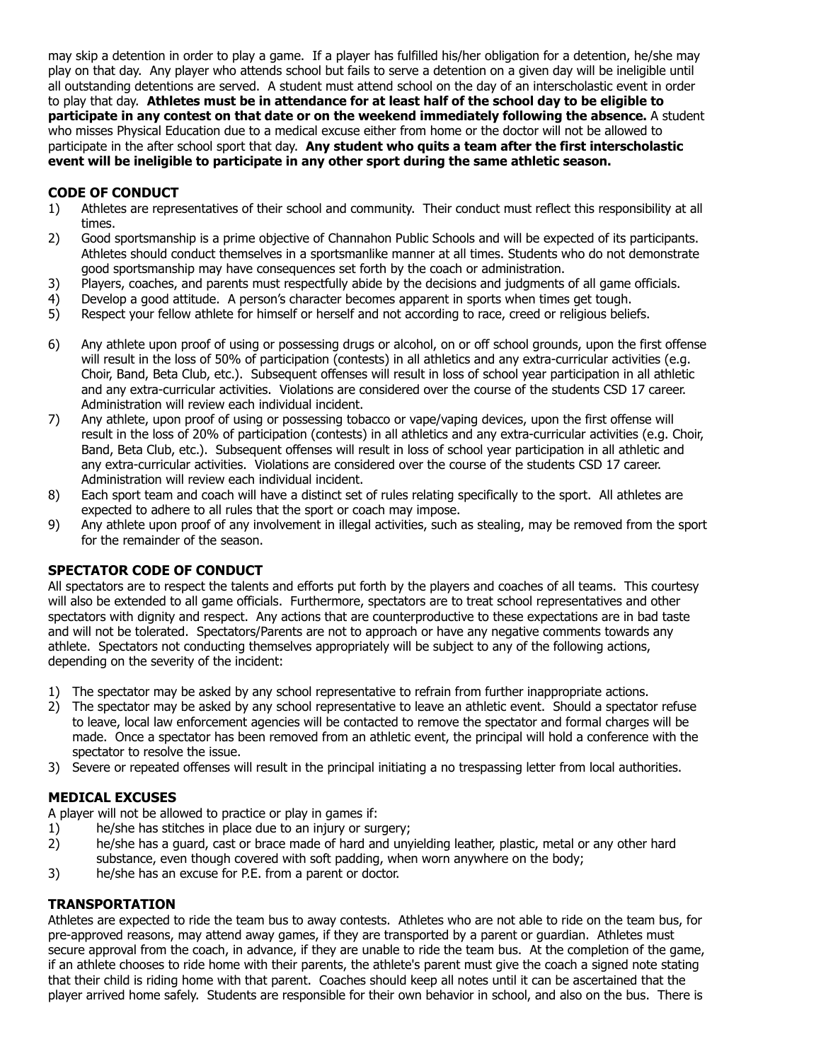may skip a detention in order to play a game. If a player has fulfilled his/her obligation for a detention, he/she may play on that day. Any player who attends school but fails to serve a detention on a given day will be ineligible until all outstanding detentions are served. A student must attend school on the day of an interscholastic event in order to play that day. **Athletes must be in attendance for at least half of the school day to be eligible to participate in any contest on that date or on the weekend immediately following the absence.** A student who misses Physical Education due to a medical excuse either from home or the doctor will not be allowed to participate in the after school sport that day. **Any student who quits a team after the first interscholastic event will be ineligible to participate in any other sport during the same athletic season.**

## CODE OF CONDUCT

1) Athletes are representatives of their school and community. Their conduct must reflect this responsibility at all times.
2) Good sportsmanship is a prime objective of Channahon Public Schools and will be expected of its participants. Athletes should conduct themselves in a sportsmanlike manner at all times. Students who do not demonstrate good sportsmanship may have consequences set forth by the coach or administration.
3) Players, coaches, and parents must respectfully abide by the decisions and judgments of all game officials.
4) Develop a good attitude. A person's character becomes apparent in sports when times get tough.
5) Respect your fellow athlete for himself or herself and not according to race, creed or religious beliefs.
6) Any athlete upon proof of using or possessing drugs or alcohol, on or off school grounds, upon the first offense will result in the loss of 50% of participation (contests) in all athletics and any extra-curricular activities (e.g. Choir, Band, Beta Club, etc.). Subsequent offenses will result in loss of school year participation in all athletic and any extra-curricular activities. Violations are considered over the course of the students CSD 17 career. Administration will review each individual incident.
7) Any athlete, upon proof of using or possessing tobacco or vape/vaping devices, upon the first offense will result in the loss of 20% of participation (contests) in all athletics and any extra-curricular activities (e.g. Choir, Band, Beta Club, etc.). Subsequent offenses will result in loss of school year participation in all athletic and any extra-curricular activities. Violations are considered over the course of the students CSD 17 career. Administration will review each individual incident.
8) Each sport team and coach will have a distinct set of rules relating specifically to the sport. All athletes are expected to adhere to all rules that the sport or coach may impose.
9) Any athlete upon proof of any involvement in illegal activities, such as stealing, may be removed from the sport for the remainder of the season.

## SPECTATOR CODE OF CONDUCT

All spectators are to respect the talents and efforts put forth by the players and coaches of all teams. This courtesy will also be extended to all game officials. Furthermore, spectators are to treat school representatives and other spectators with dignity and respect. Any actions that are counterproductive to these expectations are in bad taste and will not be tolerated. Spectators/Parents are not to approach or have any negative comments towards any athlete. Spectators not conducting themselves appropriately will be subject to any of the following actions, depending on the severity of the incident:

1) The spectator may be asked by any school representative to refrain from further inappropriate actions.
2) The spectator may be asked by any school representative to leave an athletic event. Should a spectator refuse to leave, local law enforcement agencies will be contacted to remove the spectator and formal charges will be made. Once a spectator has been removed from an athletic event, the principal will hold a conference with the spectator to resolve the issue.
3) Severe or repeated offenses will result in the principal initiating a no trespassing letter from local authorities.

## MEDICAL EXCUSES

A player will not be allowed to practice or play in games if:

1) he/she has stitches in place due to an injury or surgery;
2) he/she has a guard, cast or brace made of hard and unyielding leather, plastic, metal or any other hard substance, even though covered with soft padding, when worn anywhere on the body;
3) he/she has an excuse for P.E. from a parent or doctor.

## TRANSPORTATION

Athletes are expected to ride the team bus to away contests. Athletes who are not able to ride on the team bus, for pre-approved reasons, may attend away games, if they are transported by a parent or guardian. Athletes must secure approval from the coach, in advance, if they are unable to ride the team bus. At the completion of the game, if an athlete chooses to ride home with their parents, the athlete's parent must give the coach a signed note stating that their child is riding home with that parent. Coaches should keep all notes until it can be ascertained that the player arrived home safely. Students are responsible for their own behavior in school, and also on the bus. There is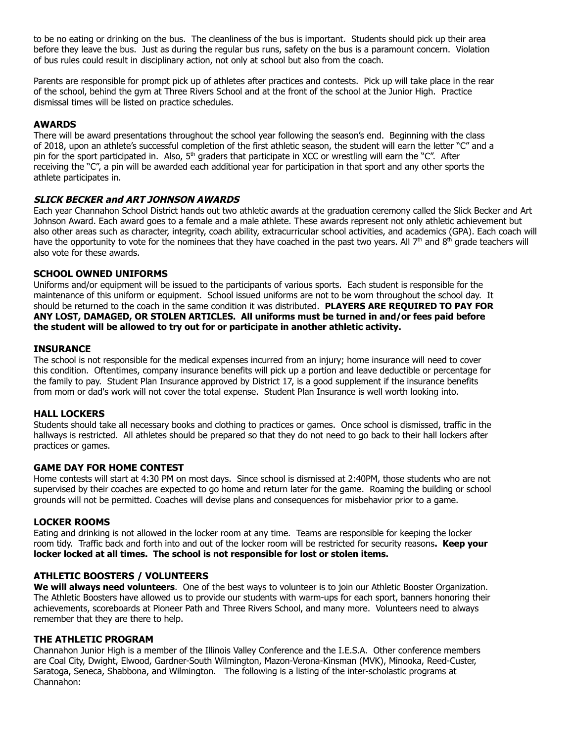to be no eating or drinking on the bus. The cleanliness of the bus is important. Students should pick up their area before they leave the bus. Just as during the regular bus runs, safety on the bus is a paramount concern. Violation of bus rules could result in disciplinary action, not only at school but also from the coach.

Parents are responsible for prompt pick up of athletes after practices and contests. Pick up will take place in the rear of the school, behind the gym at Three Rivers School and at the front of the school at the Junior High. Practice dismissal times will be listed on practice schedules.

### AWARDS

There will be award presentations throughout the school year following the season's end. Beginning with the class of 2018, upon an athlete's successful completion of the first athletic season, the student will earn the letter "C" and a pin for the sport participated in. Also, 5th graders that participate in XCC or wrestling will earn the "C". After receiving the "C", a pin will be awarded each additional year for participation in that sport and any other sports the athlete participates in.

### *SLICK BECKER and ART JOHNSON AWARDS*

Each year Channahon School District hands out two athletic awards at the graduation ceremony called the Slick Becker and Art Johnson Award. Each award goes to a female and a male athlete. These awards represent not only athletic achievement but also other areas such as character, integrity, coach ability, extracurricular school activities, and academics (GPA). Each coach will have the opportunity to vote for the nominees that they have coached in the past two years. All 7th and 8th grade teachers will also vote for these awards.

### SCHOOL OWNED UNIFORMS

Uniforms and/or equipment will be issued to the participants of various sports. Each student is responsible for the maintenance of this uniform or equipment. School issued uniforms are not to be worn throughout the school day. It should be returned to the coach in the same condition it was distributed. **PLAYERS ARE REQUIRED TO PAY FOR ANY LOST, DAMAGED, OR STOLEN ARTICLES. All uniforms must be turned in and/or fees paid before the student will be allowed to try out for or participate in another athletic activity.**

### INSURANCE

The school is not responsible for the medical expenses incurred from an injury; home insurance will need to cover this condition. Oftentimes, company insurance benefits will pick up a portion and leave deductible or percentage for the family to pay. Student Plan Insurance approved by District 17, is a good supplement if the insurance benefits from mom or dad's work will not cover the total expense. Student Plan Insurance is well worth looking into.

### HALL LOCKERS

Students should take all necessary books and clothing to practices or games. Once school is dismissed, traffic in the hallways is restricted. All athletes should be prepared so that they do not need to go back to their hall lockers after practices or games.

### GAME DAY FOR HOME CONTEST

Home contests will start at 4:30 PM on most days. Since school is dismissed at 2:40PM, those students who are not supervised by their coaches are expected to go home and return later for the game. Roaming the building or school grounds will not be permitted. Coaches will devise plans and consequences for misbehavior prior to a game.

### LOCKER ROOMS

Eating and drinking is not allowed in the locker room at any time. Teams are responsible for keeping the locker room tidy. Traffic back and forth into and out of the locker room will be restricted for security reasons**. Keep your locker locked at all times. The school is not responsible for lost or stolen items.**

### ATHLETIC BOOSTERS / VOLUNTEERS

**We will always need volunteers**. One of the best ways to volunteer is to join our Athletic Booster Organization. The Athletic Boosters have allowed us to provide our students with warm-ups for each sport, banners honoring their achievements, scoreboards at Pioneer Path and Three Rivers School, and many more. Volunteers need to always remember that they are there to help.

### THE ATHLETIC PROGRAM

Channahon Junior High is a member of the Illinois Valley Conference and the I.E.S.A. Other conference members are Coal City, Dwight, Elwood, Gardner-South Wilmington, Mazon-Verona-Kinsman (MVK), Minooka, Reed-Custer, Saratoga, Seneca, Shabbona, and Wilmington. The following is a listing of the inter-scholastic programs at Channahon: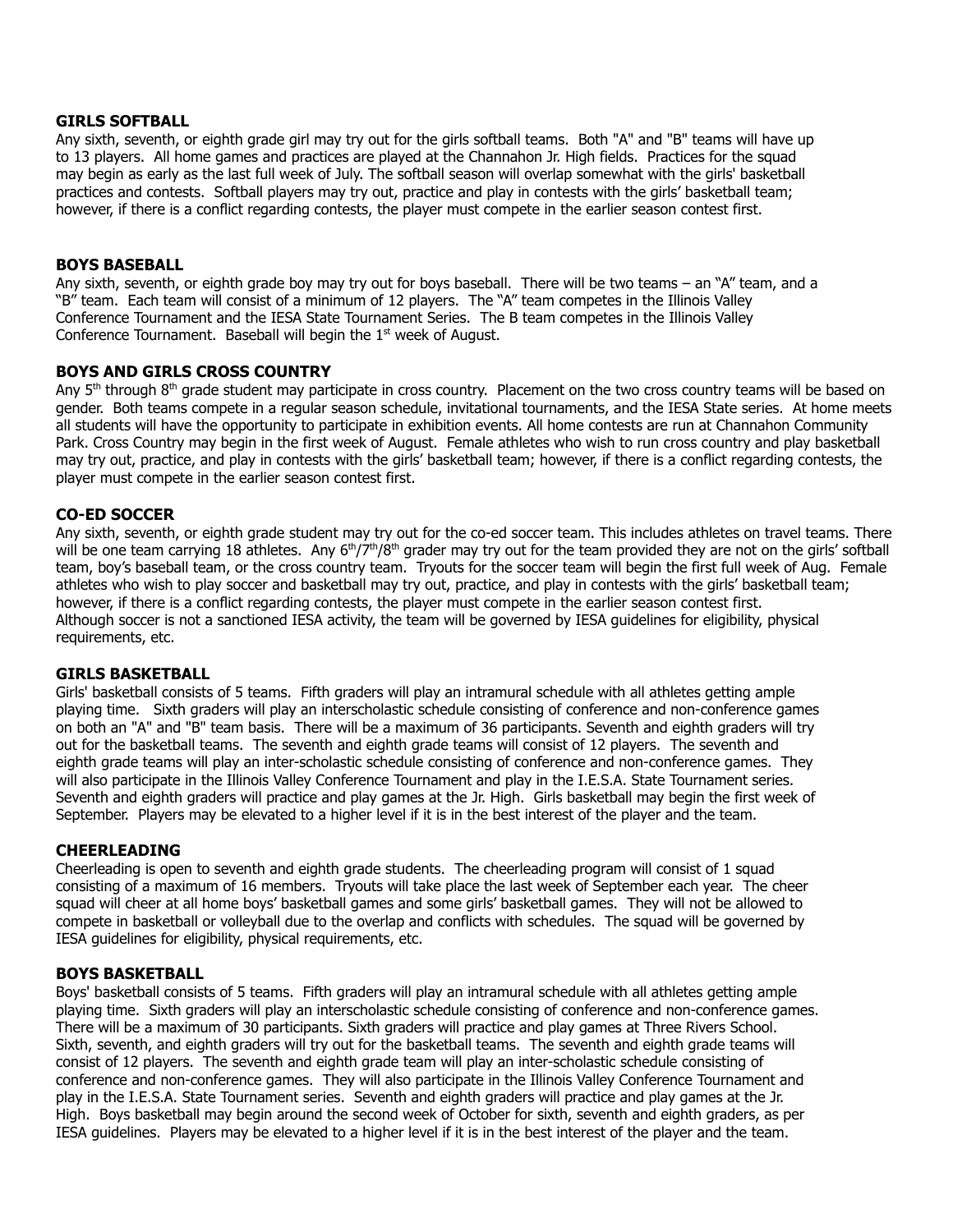## GIRLS SOFTBALL

Any sixth, seventh, or eighth grade girl may try out for the girls softball teams. Both "A" and "B" teams will have up to 13 players. All home games and practices are played at the Channahon Jr. High fields. Practices for the squad may begin as early as the last full week of July. The softball season will overlap somewhat with the girls' basketball practices and contests. Softball players may try out, practice and play in contests with the girls' basketball team; however, if there is a conflict regarding contests, the player must compete in the earlier season contest first.

## BOYS BASEBALL

Any sixth, seventh, or eighth grade boy may try out for boys baseball. There will be two teams – an "A" team, and a "B" team. Each team will consist of a minimum of 12 players. The "A" team competes in the Illinois Valley Conference Tournament and the IESA State Tournament Series. The B team competes in the Illinois Valley Conference Tournament. Baseball will begin the 1st week of August.

## BOYS AND GIRLS CROSS COUNTRY

Any 5th through 8th grade student may participate in cross country. Placement on the two cross country teams will be based on gender. Both teams compete in a regular season schedule, invitational tournaments, and the IESA State series. At home meets all students will have the opportunity to participate in exhibition events. All home contests are run at Channahon Community Park. Cross Country may begin in the first week of August. Female athletes who wish to run cross country and play basketball may try out, practice, and play in contests with the girls' basketball team; however, if there is a conflict regarding contests, the player must compete in the earlier season contest first.

## CO-ED SOCCER

Any sixth, seventh, or eighth grade student may try out for the co-ed soccer team. This includes athletes on travel teams. There will be one team carrying 18 athletes. Any 6th/7th/8th grader may try out for the team provided they are not on the girls' softball team, boy's baseball team, or the cross country team. Tryouts for the soccer team will begin the first full week of Aug. Female athletes who wish to play soccer and basketball may try out, practice, and play in contests with the girls' basketball team; however, if there is a conflict regarding contests, the player must compete in the earlier season contest first.
Although soccer is not a sanctioned IESA activity, the team will be governed by IESA guidelines for eligibility, physical requirements, etc.

## GIRLS BASKETBALL

Girls' basketball consists of 5 teams. Fifth graders will play an intramural schedule with all athletes getting ample playing time. Sixth graders will play an interscholastic schedule consisting of conference and non-conference games on both an "A" and "B" team basis. There will be a maximum of 36 participants. Seventh and eighth graders will try out for the basketball teams. The seventh and eighth grade teams will consist of 12 players. The seventh and eighth grade teams will play an inter-scholastic schedule consisting of conference and non-conference games. They will also participate in the Illinois Valley Conference Tournament and play in the I.E.S.A. State Tournament series. Seventh and eighth graders will practice and play games at the Jr. High. Girls basketball may begin the first week of September. Players may be elevated to a higher level if it is in the best interest of the player and the team.

## CHEERLEADING

Cheerleading is open to seventh and eighth grade students. The cheerleading program will consist of 1 squad consisting of a maximum of 16 members. Tryouts will take place the last week of September each year. The cheer squad will cheer at all home boys' basketball games and some girls' basketball games. They will not be allowed to compete in basketball or volleyball due to the overlap and conflicts with schedules. The squad will be governed by IESA guidelines for eligibility, physical requirements, etc.

## BOYS BASKETBALL

Boys' basketball consists of 5 teams. Fifth graders will play an intramural schedule with all athletes getting ample playing time. Sixth graders will play an interscholastic schedule consisting of conference and non-conference games. There will be a maximum of 30 participants. Sixth graders will practice and play games at Three Rivers School. Sixth, seventh, and eighth graders will try out for the basketball teams. The seventh and eighth grade teams will consist of 12 players. The seventh and eighth grade team will play an inter-scholastic schedule consisting of conference and non-conference games. They will also participate in the Illinois Valley Conference Tournament and play in the I.E.S.A. State Tournament series. Seventh and eighth graders will practice and play games at the Jr. High. Boys basketball may begin around the second week of October for sixth, seventh and eighth graders, as per IESA guidelines. Players may be elevated to a higher level if it is in the best interest of the player and the team.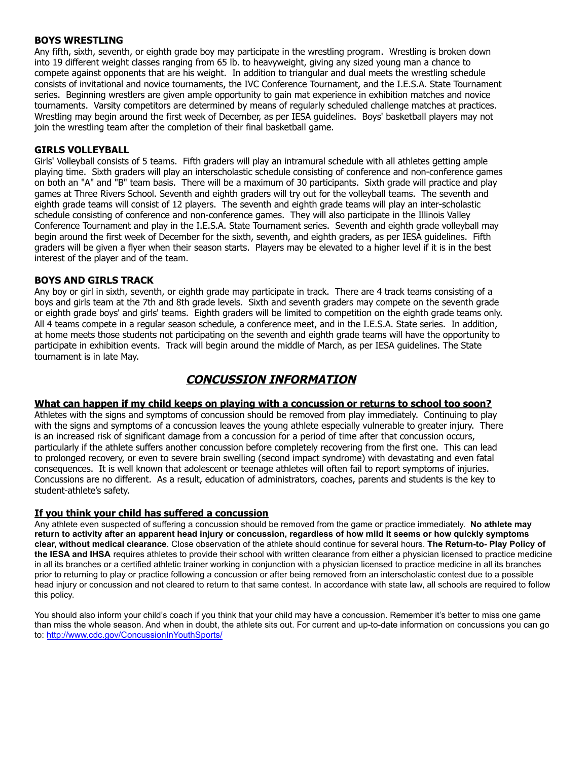### BOYS WRESTLING

Any fifth, sixth, seventh, or eighth grade boy may participate in the wrestling program. Wrestling is broken down into 19 different weight classes ranging from 65 lb. to heavyweight, giving any sized young man a chance to compete against opponents that are his weight. In addition to triangular and dual meets the wrestling schedule consists of invitational and novice tournaments, the IVC Conference Tournament, and the I.E.S.A. State Tournament series. Beginning wrestlers are given ample opportunity to gain mat experience in exhibition matches and novice tournaments. Varsity competitors are determined by means of regularly scheduled challenge matches at practices. Wrestling may begin around the first week of December, as per IESA guidelines. Boys' basketball players may not join the wrestling team after the completion of their final basketball game.

### GIRLS VOLLEYBALL

Girls' Volleyball consists of 5 teams. Fifth graders will play an intramural schedule with all athletes getting ample playing time. Sixth graders will play an interscholastic schedule consisting of conference and non-conference games on both an "A" and "B" team basis. There will be a maximum of 30 participants. Sixth grade will practice and play games at Three Rivers School. Seventh and eighth graders will try out for the volleyball teams. The seventh and eighth grade teams will consist of 12 players. The seventh and eighth grade teams will play an inter-scholastic schedule consisting of conference and non-conference games. They will also participate in the Illinois Valley Conference Tournament and play in the I.E.S.A. State Tournament series. Seventh and eighth grade volleyball may begin around the first week of December for the sixth, seventh, and eighth graders, as per IESA guidelines. Fifth graders will be given a flyer when their season starts. Players may be elevated to a higher level if it is in the best interest of the player and of the team.

### BOYS AND GIRLS TRACK

Any boy or girl in sixth, seventh, or eighth grade may participate in track. There are 4 track teams consisting of a boys and girls team at the 7th and 8th grade levels. Sixth and seventh graders may compete on the seventh grade or eighth grade boys' and girls' teams. Eighth graders will be limited to competition on the eighth grade teams only. All 4 teams compete in a regular season schedule, a conference meet, and in the I.E.S.A. State series. In addition, at home meets those students not participating on the seventh and eighth grade teams will have the opportunity to participate in exhibition events. Track will begin around the middle of March, as per IESA guidelines. The State tournament is in late May.

## ***CONCUSSION INFORMATION***

### What can happen if my child keeps on playing with a concussion or returns to school too soon?

Athletes with the signs and symptoms of concussion should be removed from play immediately. Continuing to play with the signs and symptoms of a concussion leaves the young athlete especially vulnerable to greater injury. There is an increased risk of significant damage from a concussion for a period of time after that concussion occurs, particularly if the athlete suffers another concussion before completely recovering from the first one. This can lead to prolonged recovery, or even to severe brain swelling (second impact syndrome) with devastating and even fatal consequences. It is well known that adolescent or teenage athletes will often fail to report symptoms of injuries. Concussions are no different. As a result, education of administrators, coaches, parents and students is the key to student-athlete's safety.

### If you think your child has suffered a concussion

Any athlete even suspected of suffering a concussion should be removed from the game or practice immediately. **No athlete may return to activity after an apparent head injury or concussion, regardless of how mild it seems or how quickly symptoms clear, without medical clearance**. Close observation of the athlete should continue for several hours. **The Return-to- Play Policy of the IESA and IHSA** requires athletes to provide their school with written clearance from either a physician licensed to practice medicine in all its branches or a certified athletic trainer working in conjunction with a physician licensed to practice medicine in all its branches prior to returning to play or practice following a concussion or after being removed from an interscholastic contest due to a possible head injury or concussion and not cleared to return to that same contest. In accordance with state law, all schools are required to follow this policy.

You should also inform your child's coach if you think that your child may have a concussion. Remember it's better to miss one game than miss the whole season. And when in doubt, the athlete sits out. For current and up-to-date information on concussions you can go to: http://www.cdc.gov/ConcussionInYouthSports/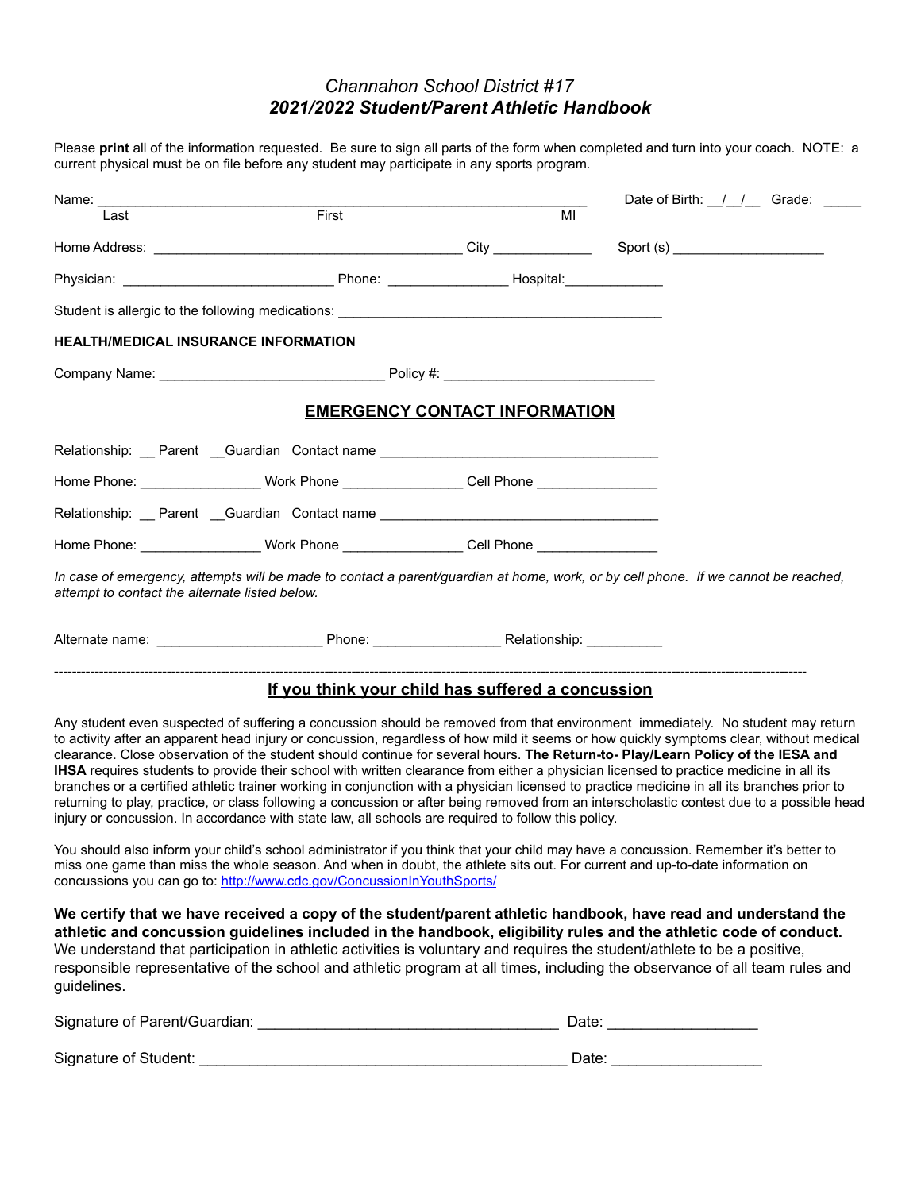*Channahon School District #17*

***2021/2022 Student/Parent Athletic Handbook***

Please **print** all of the information requested. Be sure to sign all parts of the form when completed and turn into your coach. NOTE: a current physical must be on file before any student may participate in any sports program.

Name: ______________________________________________________________ Date of Birth: __/__/__ Grade: _____
Last First MI

Home Address: ________________________________________ City _____________ Sport (s) ___________________

Physician: ___________________________ Phone: _______________ Hospital:_____________

Student is allergic to the following medications: __________________________________________

**HEALTH/MEDICAL INSURANCE INFORMATION**

Company Name: _____________________________ Policy #: ___________________________

**EMERGENCY CONTACT INFORMATION**

Relationship: __ Parent __Guardian Contact name ____________________________________

Home Phone: _______________ Work Phone _______________ Cell Phone _______________

Relationship: __ Parent __Guardian Contact name ____________________________________

Home Phone: _______________ Work Phone _______________ Cell Phone _______________

*In case of emergency, attempts will be made to contact a parent/guardian at home, work, or by cell phone. If we cannot be reached, attempt to contact the alternate listed below.*

Alternate name: _____________________ Phone: ________________ Relationship: __________

---

**If you think your child has suffered a concussion**

Any student even suspected of suffering a concussion should be removed from that environment immediately. No student may return to activity after an apparent head injury or concussion, regardless of how mild it seems or how quickly symptoms clear, without medical clearance. Close observation of the student should continue for several hours. **The Return-to- Play/Learn Policy of the IESA and IHSA** requires students to provide their school with written clearance from either a physician licensed to practice medicine in all its branches or a certified athletic trainer working in conjunction with a physician licensed to practice medicine in all its branches prior to returning to play, practice, or class following a concussion or after being removed from an interscholastic contest due to a possible head injury or concussion. In accordance with state law, all schools are required to follow this policy.

You should also inform your child's school administrator if you think that your child may have a concussion. Remember it's better to miss one game than miss the whole season. And when in doubt, the athlete sits out. For current and up-to-date information on concussions you can go to: http://www.cdc.gov/ConcussionInYouthSports/

**We certify that we have received a copy of the student/parent athletic handbook, have read and understand the athletic and concussion guidelines included in the handbook, eligibility rules and the athletic code of conduct.** We understand that participation in athletic activities is voluntary and requires the student/athlete to be a positive, responsible representative of the school and athletic program at all times, including the observance of all team rules and guidelines.

Signature of Parent/Guardian: ___________________________________ Date: _________________

Signature of Student: ___________________________________________ Date: _________________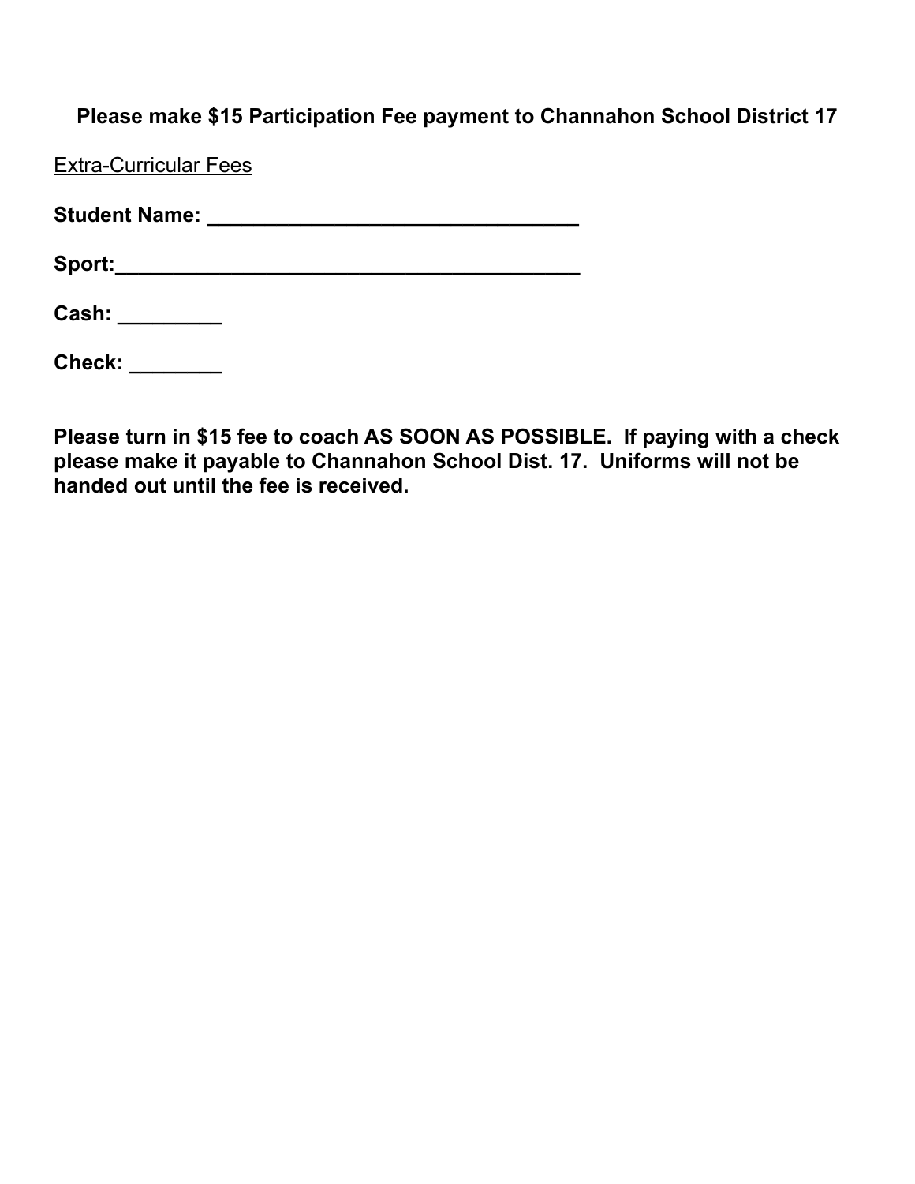**Please make $15 Participation Fee payment to Channahon School District 17**

Extra-Curricular Fees

**Student Name: ________________________________**

**Sport:________________________________________**

**Cash: _________**

**Check: ________**

**Please turn in $15 fee to coach AS SOON AS POSSIBLE. If paying with a check please make it payable to Channahon School Dist. 17. Uniforms will not be handed out until the fee is received.**